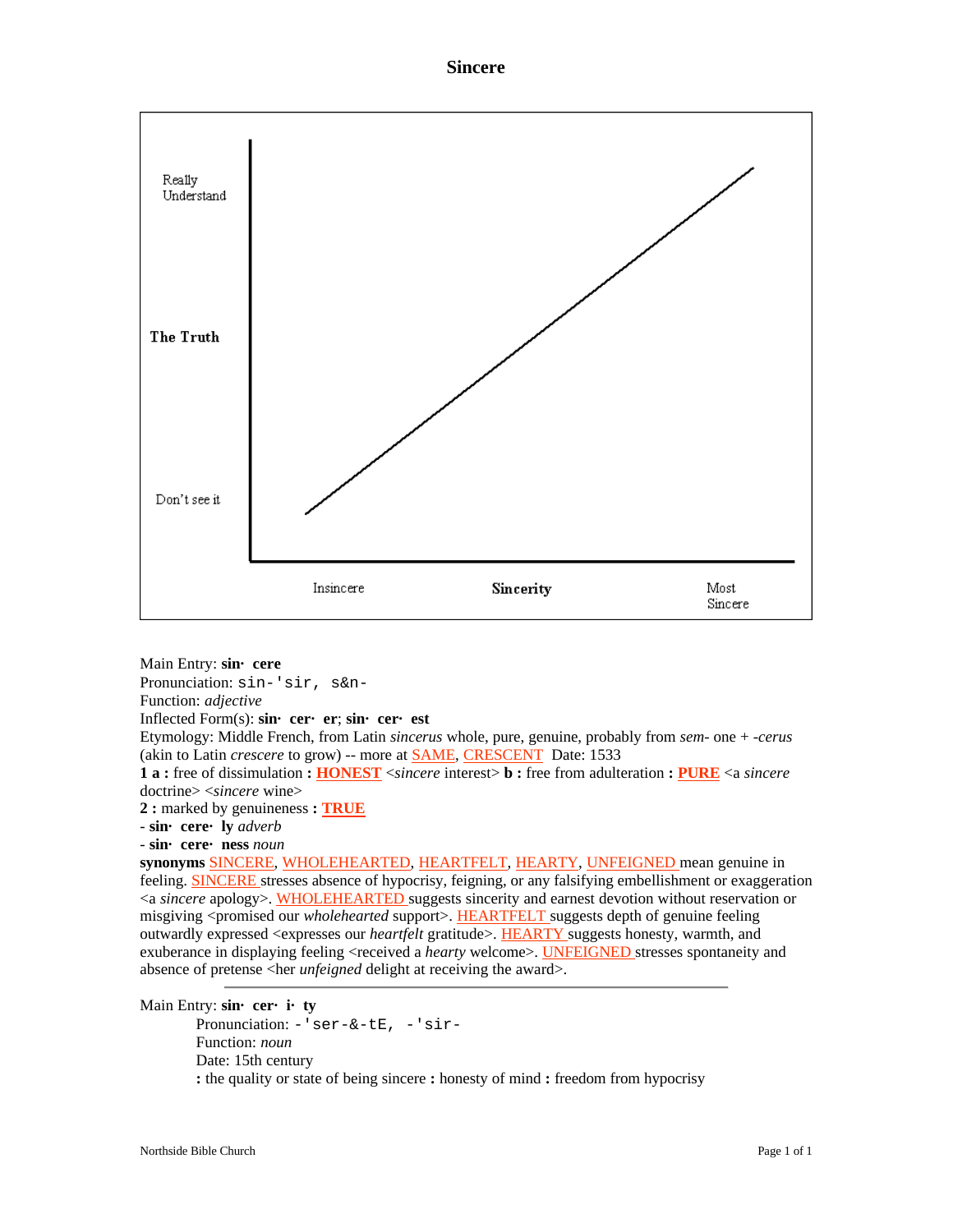# Sincere

Really Understand

The Truth

Don't see it

Insincere

Sincerity

Most Sincere

Main Entry: **sin· cere**
Pronunciation: sin-'sir, s&n-
Function: *adjective*
Inflected Form(s): **sin· cer· er**; **sin· cer· est**
Etymology: Middle French, from Latin *sincerus* whole, pure, genuine, probably from *sem-* one + *-cerus* (akin to Latin *crescere* to grow) -- more at SAME, CRESCENT Date: 1533
**1 a :** free of dissimulation **: HONEST** <*sincere* interest> **b :** free from adulteration **: PURE** <a *sincere* doctrine> <*sincere* wine>
**2 :** marked by genuineness **: TRUE**
**- sin· cere· ly** *adverb*
**- sin· cere· ness** *noun*
**synonyms** SINCERE, WHOLEHEARTED, HEARTFELT, HEARTY, UNFEIGNED mean genuine in feeling. SINCERE stresses absence of hypocrisy, feigning, or any falsifying embellishment or exaggeration <a *sincere* apology>. WHOLEHEARTED suggests sincerity and earnest devotion without reservation or misgiving <promised our *wholehearted* support>. HEARTFELT suggests depth of genuine feeling outwardly expressed <expresses our *heartfelt* gratitude>. HEARTY suggests honesty, warmth, and exuberance in displaying feeling <received a *hearty* welcome>. UNFEIGNED stresses spontaneity and absence of pretense <her *unfeigned* delight at receiving the award>.

---

Main Entry: **sin· cer· i· ty**
Pronunciation: -'ser-&-tE, -'sir-
Function: *noun*
Date: 15th century
**:** the quality or state of being sincere **:** honesty of mind **:** freedom from hypocrisy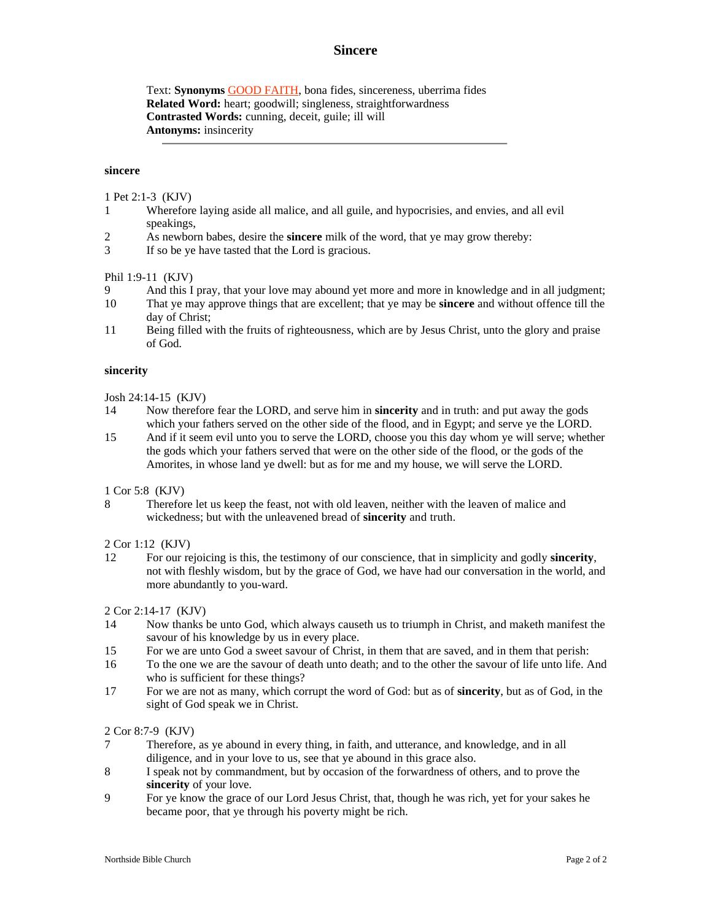# Sincere

Text: **Synonyms** GOOD FAITH, bona fides, sincereness, uberrima fides
**Related Word:** heart; goodwill; singleness, straightforwardness
**Contrasted Words:** cunning, deceit, guile; ill will
**Antonyms:** insincerity

---

**sincere**

1 Pet 2:1-3 (KJV)
1 Wherefore laying aside all malice, and all guile, and hypocrisies, and envies, and all evil speakings,
2 As newborn babes, desire the **sincere** milk of the word, that ye may grow thereby:
3 If so be ye have tasted that the Lord is gracious.

Phil 1:9-11 (KJV)
9 And this I pray, that your love may abound yet more and more in knowledge and in all judgment;
10 That ye may approve things that are excellent; that ye may be **sincere** and without offence till the day of Christ;
11 Being filled with the fruits of righteousness, which are by Jesus Christ, unto the glory and praise of God.

**sincerity**

Josh 24:14-15 (KJV)
14 Now therefore fear the LORD, and serve him in **sincerity** and in truth: and put away the gods which your fathers served on the other side of the flood, and in Egypt; and serve ye the LORD.
15 And if it seem evil unto you to serve the LORD, choose you this day whom ye will serve; whether the gods which your fathers served that were on the other side of the flood, or the gods of the Amorites, in whose land ye dwell: but as for me and my house, we will serve the LORD.

1 Cor 5:8 (KJV)
8 Therefore let us keep the feast, not with old leaven, neither with the leaven of malice and wickedness; but with the unleavened bread of **sincerity** and truth.

2 Cor 1:12 (KJV)
12 For our rejoicing is this, the testimony of our conscience, that in simplicity and godly **sincerity**, not with fleshly wisdom, but by the grace of God, we have had our conversation in the world, and more abundantly to you-ward.

2 Cor 2:14-17 (KJV)
14 Now thanks be unto God, which always causeth us to triumph in Christ, and maketh manifest the savour of his knowledge by us in every place.
15 For we are unto God a sweet savour of Christ, in them that are saved, and in them that perish:
16 To the one we are the savour of death unto death; and to the other the savour of life unto life. And who is sufficient for these things?
17 For we are not as many, which corrupt the word of God: but as of **sincerity**, but as of God, in the sight of God speak we in Christ.

2 Cor 8:7-9 (KJV)
7 Therefore, as ye abound in every thing, in faith, and utterance, and knowledge, and in all diligence, and in your love to us, see that ye abound in this grace also.
8 I speak not by commandment, but by occasion of the forwardness of others, and to prove the **sincerity** of your love.
9 For ye know the grace of our Lord Jesus Christ, that, though he was rich, yet for your sakes he became poor, that ye through his poverty might be rich.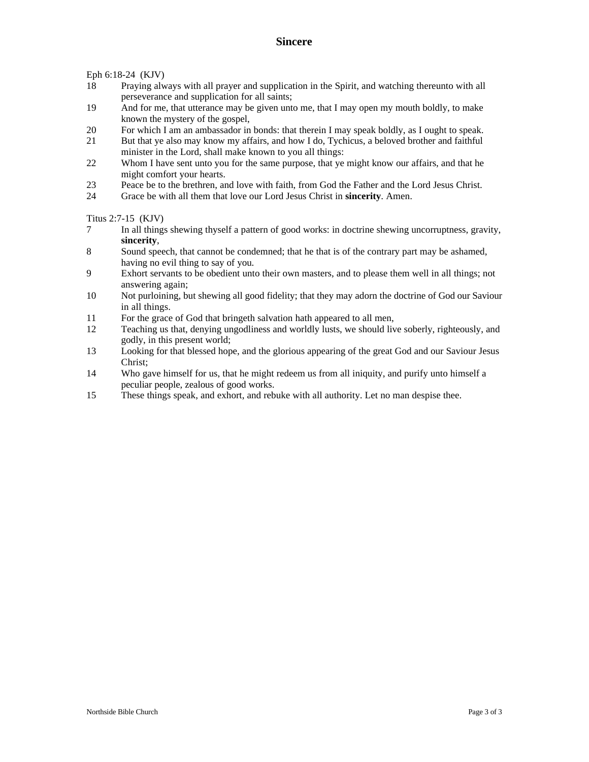# Sincere

Eph 6:18-24 (KJV)

18 Praying always with all prayer and supplication in the Spirit, and watching thereunto with all perseverance and supplication for all saints;

19 And for me, that utterance may be given unto me, that I may open my mouth boldly, to make known the mystery of the gospel,

20 For which I am an ambassador in bonds: that therein I may speak boldly, as I ought to speak.

21 But that ye also may know my affairs, and how I do, Tychicus, a beloved brother and faithful minister in the Lord, shall make known to you all things:

22 Whom I have sent unto you for the same purpose, that ye might know our affairs, and that he might comfort your hearts.

23 Peace be to the brethren, and love with faith, from God the Father and the Lord Jesus Christ.

24 Grace be with all them that love our Lord Jesus Christ in **sincerity**. Amen.

Titus 2:7-15 (KJV)

7 In all things shewing thyself a pattern of good works: in doctrine shewing uncorruptness, gravity, **sincerity**,

8 Sound speech, that cannot be condemned; that he that is of the contrary part may be ashamed, having no evil thing to say of you.

9 Exhort servants to be obedient unto their own masters, and to please them well in all things; not answering again;

10 Not purloining, but shewing all good fidelity; that they may adorn the doctrine of God our Saviour in all things.

11 For the grace of God that bringeth salvation hath appeared to all men,

12 Teaching us that, denying ungodliness and worldly lusts, we should live soberly, righteously, and godly, in this present world;

13 Looking for that blessed hope, and the glorious appearing of the great God and our Saviour Jesus Christ;

14 Who gave himself for us, that he might redeem us from all iniquity, and purify unto himself a peculiar people, zealous of good works.

15 These things speak, and exhort, and rebuke with all authority. Let no man despise thee.